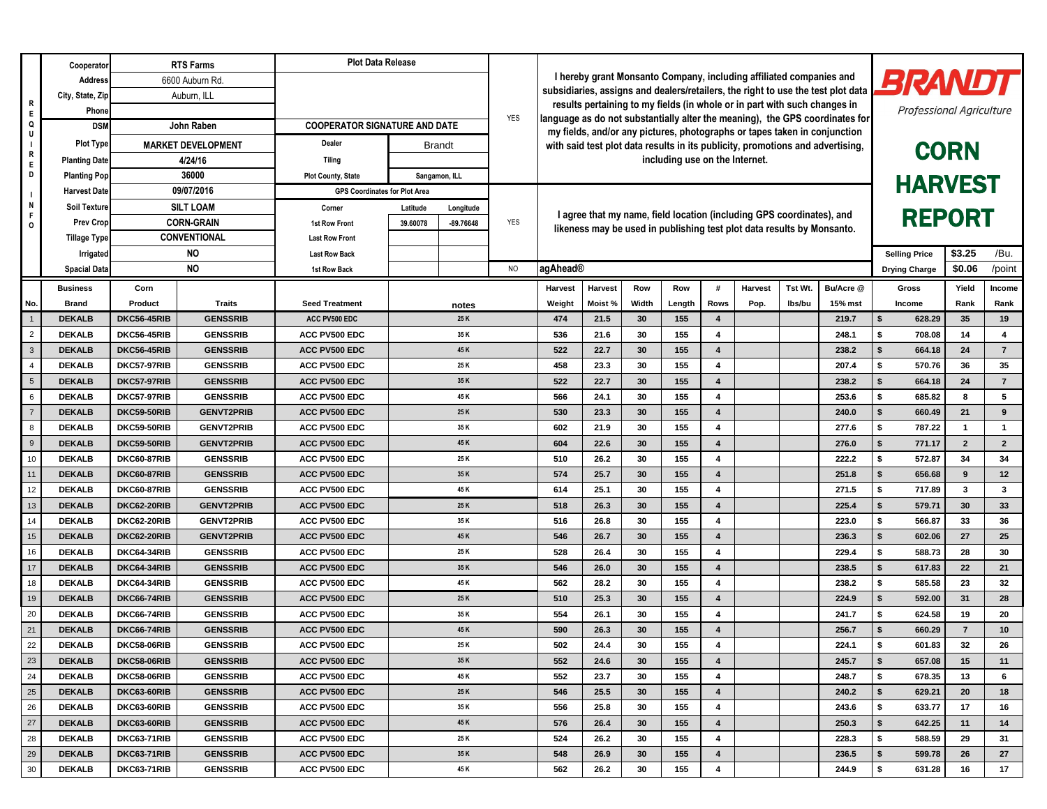# BRANDT

*Professional Agriculture*

## CORN HARVEST REPORT

**REQUIRED INFO**

| Field | Value |
|---|---|
| Cooperator | RTS Farms |
| Address | 6600 Auburn Rd. |
| City, State, Zip | Auburn, ILL |
| Phone | |
| DSM | John Raben |
| Plot Type | MARKET DEVELOPMENT |
| Planting Date | 4/24/16 |
| Planting Pop | 36000 |
| Harvest Date | 09/07/2016 |
| Soil Texture | SILT LOAM |
| Prev Crop | CORN-GRAIN |
| Tillage Type | CONVENTIONAL |
| Irrigated | NO |
| Spacial Data | NO |

**Plot Data Release**

**COOPERATOR SIGNATURE AND DATE**

| Dealer | Brandt |
|---|---|
| Tiling | |
| Plot County, State | Sangamon, ILL |

**GPS Coordinates for Plot Area**

| Corner | Latitude | Longitude |
|---|---|---|
| 1st Row Front | 39.60078 | -89.76648 |
| Last Row Front | | |
| Last Row Back | | |
| 1st Row Back | | |

YES — I hereby grant Monsanto Company, including affiliated companies and subsidiaries, assigns and dealers/retailers, the right to use the test plot data results pertaining to my fields (in whole or in part with such changes in language as do not substantially alter the meaning), the GPS coordinates for my fields, and/or any pictures, photographs or tapes taken in conjunction with said test plot data results in its publicity, promotions and advertising, including use on the Internet.

YES — I agree that my name, field location (including GPS coordinates), and likeness may be used in publishing test plot data results by Monsanto.

NO — agAhead®

| Selling Price | $3.25 | /Bu. |
|---|---|---|
| Drying Charge | $0.06 | /point |

| No. | Business Brand | Corn Product | Traits | Seed Treatment | notes | Harvest Weight | Harvest Moist % | Row Width | Row Length | # Rows | Harvest Pop. | Tst Wt. lbs/bu | Bu/Acre @ 15% mst | Gross Income | Yield Rank | Income Rank |
|---|---|---|---|---|---|---|---|---|---|---|---|---|---|---|---|---|
| 1 | DEKALB | DKC56-45RIB | GENSSRIB | ACC PV500 EDC | 25 K | 474 | 21.5 | 30 | 155 | 4 | | | 219.7 | $ 628.29 | 35 | 19 |
| 2 | DEKALB | DKC56-45RIB | GENSSRIB | ACC PV500 EDC | 35 K | 536 | 21.6 | 30 | 155 | 4 | | | 248.1 | $ 708.08 | 14 | 4 |
| 3 | DEKALB | DKC56-45RIB | GENSSRIB | ACC PV500 EDC | 45 K | 522 | 22.7 | 30 | 155 | 4 | | | 238.2 | $ 664.18 | 24 | 7 |
| 4 | DEKALB | DKC57-97RIB | GENSSRIB | ACC PV500 EDC | 25 K | 458 | 23.3 | 30 | 155 | 4 | | | 207.4 | $ 570.76 | 36 | 35 |
| 5 | DEKALB | DKC57-97RIB | GENSSRIB | ACC PV500 EDC | 35 K | 522 | 22.7 | 30 | 155 | 4 | | | 238.2 | $ 664.18 | 24 | 7 |
| 6 | DEKALB | DKC57-97RIB | GENSSRIB | ACC PV500 EDC | 45 K | 566 | 24.1 | 30 | 155 | 4 | | | 253.6 | $ 685.82 | 8 | 5 |
| 7 | DEKALB | DKC59-50RIB | GENVT2PRIB | ACC PV500 EDC | 25 K | 530 | 23.3 | 30 | 155 | 4 | | | 240.0 | $ 660.49 | 21 | 9 |
| 8 | DEKALB | DKC59-50RIB | GENVT2PRIB | ACC PV500 EDC | 35 K | 602 | 21.9 | 30 | 155 | 4 | | | 277.6 | $ 787.22 | 1 | 1 |
| 9 | DEKALB | DKC59-50RIB | GENVT2PRIB | ACC PV500 EDC | 45 K | 604 | 22.6 | 30 | 155 | 4 | | | 276.0 | $ 771.17 | 2 | 2 |
| 10 | DEKALB | DKC60-87RIB | GENSSRIB | ACC PV500 EDC | 25 K | 510 | 26.2 | 30 | 155 | 4 | | | 222.2 | $ 572.87 | 34 | 34 |
| 11 | DEKALB | DKC60-87RIB | GENSSRIB | ACC PV500 EDC | 35 K | 574 | 25.7 | 30 | 155 | 4 | | | 251.8 | $ 656.68 | 9 | 12 |
| 12 | DEKALB | DKC60-87RIB | GENSSRIB | ACC PV500 EDC | 45 K | 614 | 25.1 | 30 | 155 | 4 | | | 271.5 | $ 717.89 | 3 | 3 |
| 13 | DEKALB | DKC62-20RIB | GENVT2PRIB | ACC PV500 EDC | 25 K | 518 | 26.3 | 30 | 155 | 4 | | | 225.4 | $ 579.71 | 30 | 33 |
| 14 | DEKALB | DKC62-20RIB | GENVT2PRIB | ACC PV500 EDC | 35 K | 516 | 26.8 | 30 | 155 | 4 | | | 223.0 | $ 566.87 | 33 | 36 |
| 15 | DEKALB | DKC62-20RIB | GENVT2PRIB | ACC PV500 EDC | 45 K | 546 | 26.7 | 30 | 155 | 4 | | | 236.3 | $ 602.06 | 27 | 25 |
| 16 | DEKALB | DKC64-34RIB | GENSSRIB | ACC PV500 EDC | 25 K | 528 | 26.4 | 30 | 155 | 4 | | | 229.4 | $ 588.73 | 28 | 30 |
| 17 | DEKALB | DKC64-34RIB | GENSSRIB | ACC PV500 EDC | 35 K | 546 | 26.0 | 30 | 155 | 4 | | | 238.5 | $ 617.83 | 22 | 21 |
| 18 | DEKALB | DKC64-34RIB | GENSSRIB | ACC PV500 EDC | 45 K | 562 | 28.2 | 30 | 155 | 4 | | | 238.2 | $ 585.58 | 23 | 32 |
| 19 | DEKALB | DKC66-74RIB | GENSSRIB | ACC PV500 EDC | 25 K | 510 | 25.3 | 30 | 155 | 4 | | | 224.9 | $ 592.00 | 31 | 28 |
| 20 | DEKALB | DKC66-74RIB | GENSSRIB | ACC PV500 EDC | 35 K | 554 | 26.1 | 30 | 155 | 4 | | | 241.7 | $ 624.58 | 19 | 20 |
| 21 | DEKALB | DKC66-74RIB | GENSSRIB | ACC PV500 EDC | 45 K | 590 | 26.3 | 30 | 155 | 4 | | | 256.7 | $ 660.29 | 7 | 10 |
| 22 | DEKALB | DKC58-06RIB | GENSSRIB | ACC PV500 EDC | 25 K | 502 | 24.4 | 30 | 155 | 4 | | | 224.1 | $ 601.83 | 32 | 26 |
| 23 | DEKALB | DKC58-06RIB | GENSSRIB | ACC PV500 EDC | 35 K | 552 | 24.6 | 30 | 155 | 4 | | | 245.7 | $ 657.08 | 15 | 11 |
| 24 | DEKALB | DKC58-06RIB | GENSSRIB | ACC PV500 EDC | 45 K | 552 | 23.7 | 30 | 155 | 4 | | | 248.7 | $ 678.35 | 13 | 6 |
| 25 | DEKALB | DKC63-60RIB | GENSSRIB | ACC PV500 EDC | 25 K | 546 | 25.5 | 30 | 155 | 4 | | | 240.2 | $ 629.21 | 20 | 18 |
| 26 | DEKALB | DKC63-60RIB | GENSSRIB | ACC PV500 EDC | 35 K | 556 | 25.8 | 30 | 155 | 4 | | | 243.6 | $ 633.77 | 17 | 16 |
| 27 | DEKALB | DKC63-60RIB | GENSSRIB | ACC PV500 EDC | 45 K | 576 | 26.4 | 30 | 155 | 4 | | | 250.3 | $ 642.25 | 11 | 14 |
| 28 | DEKALB | DKC63-71RIB | GENSSRIB | ACC PV500 EDC | 25 K | 524 | 26.2 | 30 | 155 | 4 | | | 228.3 | $ 588.59 | 29 | 31 |
| 29 | DEKALB | DKC63-71RIB | GENSSRIB | ACC PV500 EDC | 35 K | 548 | 26.9 | 30 | 155 | 4 | | | 236.5 | $ 599.78 | 26 | 27 |
| 30 | DEKALB | DKC63-71RIB | GENSSRIB | ACC PV500 EDC | 45 K | 562 | 26.2 | 30 | 155 | 4 | | | 244.9 | $ 631.28 | 16 | 17 |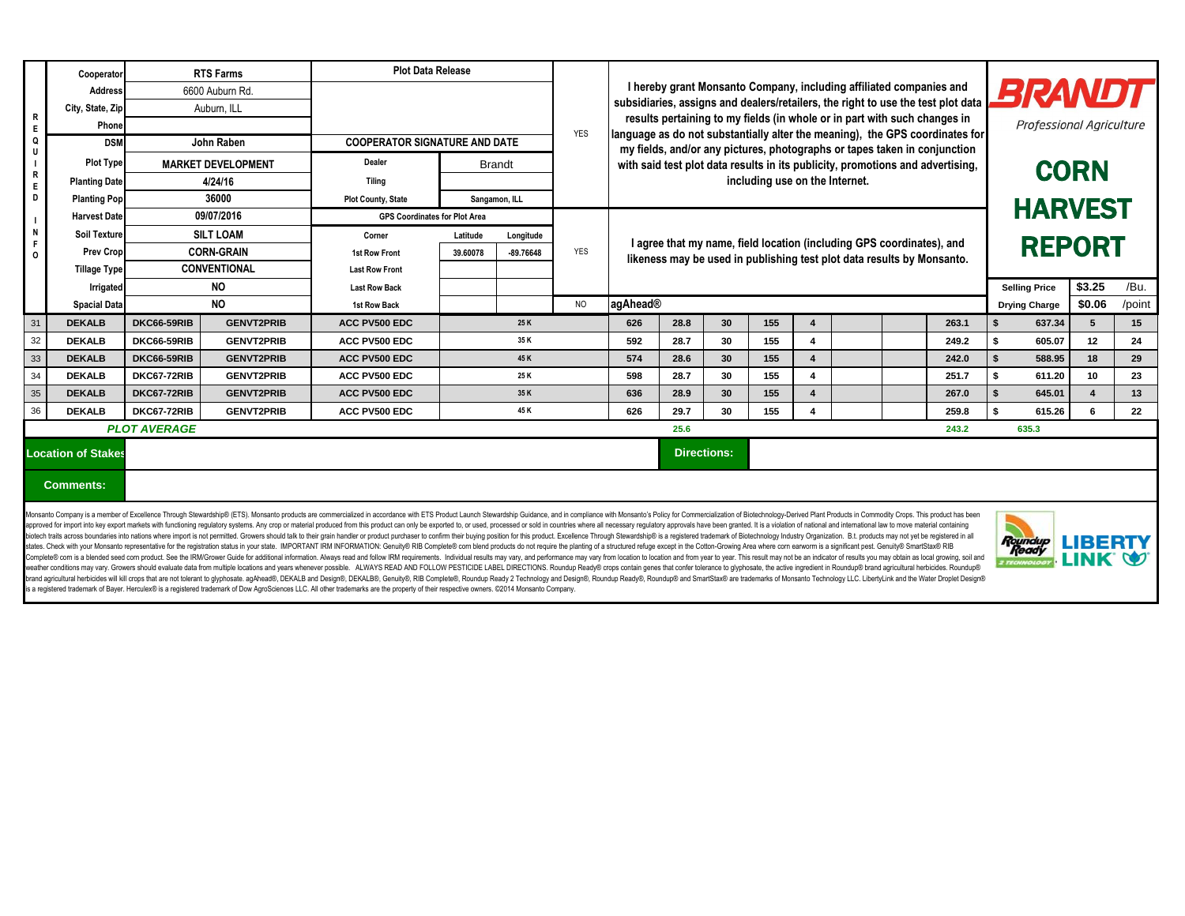| | | | | | | | |
|---|---|---|---|---|---|---|---|
| REQUIRED INFO | Cooperator | RTS Farms | Plot Data Release | | YES | I hereby grant Monsanto Company, including affiliated companies and subsidiaries, assigns and dealers/retailers, the right to use the test plot data results pertaining to my fields (in whole or in part with such changes in language as do not substantially alter the meaning), the GPS coordinates for my fields, and/or any pictures, photographs or tapes taken in conjunction with said test plot data results in its publicity, promotions and advertising, including use on the Internet. | BRANDT Professional Agriculture |
| | Address | 6600 Auburn Rd. | | | | | |
| | City, State, Zip | Auburn, ILL | | | | | |
| | Phone | | | | | | |
| | DSM | John Raben | COOPERATOR SIGNATURE AND DATE | | | | |
| | Plot Type | MARKET DEVELOPMENT | Dealer | Brandt | | | CORN HARVEST REPORT |
| | Planting Date | 4/24/16 | Tiling | | | | |
| | Planting Pop | 36000 | Plot County, State | Sangamon, ILL | | | |
| | Harvest Date | 09/07/2016 | GPS Coordinates for Plot Area | | | | |
| | Soil Texture | SILT LOAM | Corner | Latitude / Longitude | YES | I agree that my name, field location (including GPS coordinates), and likeness may be used in publishing test plot data results by Monsanto. | |
| | Prev Crop | CORN-GRAIN | 1st Row Front | 39.60078 / -89.76648 | | | |
| | Tillage Type | CONVENTIONAL | Last Row Front | | | | |
| | Irrigated | NO | Last Row Back | | | | Selling Price $3.25 /Bu. |
| | Spacial Data | NO | 1st Row Back | | NO | agAhead® | Drying Charge $0.06 /point |

| | | | | | | | | | | | | | | | | | |
|---|---|---|---|---|---|---|---|---|---|---|---|---|---|---|---|---|---|
| 31 | DEKALB | DKC66-59RIB | GENVT2PRIB | ACC PV500 EDC | 25 K | 626 | 28.8 | 30 | 155 | 4 | | | 263.1 | $ | 637.34 | 5 | 15 |
| 32 | DEKALB | DKC66-59RIB | GENVT2PRIB | ACC PV500 EDC | 35 K | 592 | 28.7 | 30 | 155 | 4 | | | 249.2 | $ | 605.07 | 12 | 24 |
| 33 | DEKALB | DKC66-59RIB | GENVT2PRIB | ACC PV500 EDC | 45 K | 574 | 28.6 | 30 | 155 | 4 | | | 242.0 | $ | 588.95 | 18 | 29 |
| 34 | DEKALB | DKC67-72RIB | GENVT2PRIB | ACC PV500 EDC | 25 K | 598 | 28.7 | 30 | 155 | 4 | | | 251.7 | $ | 611.20 | 10 | 23 |
| 35 | DEKALB | DKC67-72RIB | GENVT2PRIB | ACC PV500 EDC | 35 K | 636 | 28.9 | 30 | 155 | 4 | | | 267.0 | $ | 645.01 | 4 | 13 |
| 36 | DEKALB | DKC67-72RIB | GENVT2PRIB | ACC PV500 EDC | 45 K | 626 | 29.7 | 30 | 155 | 4 | | | 259.8 | $ | 615.26 | 6 | 22 |
| | *PLOT AVERAGE* | | | | | | 25.6 | | | | | | 243.2 | | 635.3 | | |

**Location of Stakes**

**Directions:**

**Comments:**

Monsanto Company is a member of Excellence Through Stewardship® (ETS). Monsanto products are commercialized in accordance with ETS Product Launch Stewardship Guidance, and in compliance with Monsanto's Policy for Commercialization of Biotechnology-Derived Plant Products in Commodity Crops. This product has been approved for import into key export markets with functioning regulatory systems. Any crop or material produced from this product can only be exported to, or used, processed or sold in countries where all necessary regulatory approvals have been granted. It is a violation of national and international law to move material containing biotech traits across boundaries into nations where import is not permitted. Growers should talk to their grain handler or product purchaser to confirm their buying position for this product. Excellence Through Stewardship® is a registered trademark of Biotechnology Industry Organization. B.t. products may not yet be registered in all states. Check with your Monsanto representative for the registration status in your state. IMPORTANT IRM INFORMATION: Genuity® RIB Complete® corn blend products do not require the planting of a structured refuge except in the Cotton-Growing Area where corn earworm is a significant pest. Genuity® SmartStax® RIB Complete® corn is a blended seed corn product. See the IRM/Grower Guide for additional information. Always read and follow IRM requirements. Individual results may vary, and performance may vary from location to location and from year to year. This result may not be an indicator of results you may obtain as local growing, soil and weather conditions may vary. Growers should evaluate data from multiple locations and years whenever possible. ALWAYS READ AND FOLLOW PESTICIDE LABEL DIRECTIONS. Roundup Ready® crops contain genes that confer tolerance to glyphosate, the active ingredient in Roundup® brand agricultural herbicides. Roundup® brand agricultural herbicides will kill crops that are not tolerant to glyphosate. agAhead®, DEKALB and Design®, DEKALB®, Genuity®, RIB Complete®, Roundup Ready 2 Technology and Design®, Roundup Ready®, Roundup® and SmartStax® are trademarks of Monsanto Technology LLC. LibertyLink and the Water Droplet Design® is a registered trademark of Bayer. Herculex® is a registered trademark of Dow AgroSciences LLC. All other trademarks are the property of their respective owners. ©2014 Monsanto Company.

Roundup Ready 2 TECHNOLOGY

LIBERTY LINK